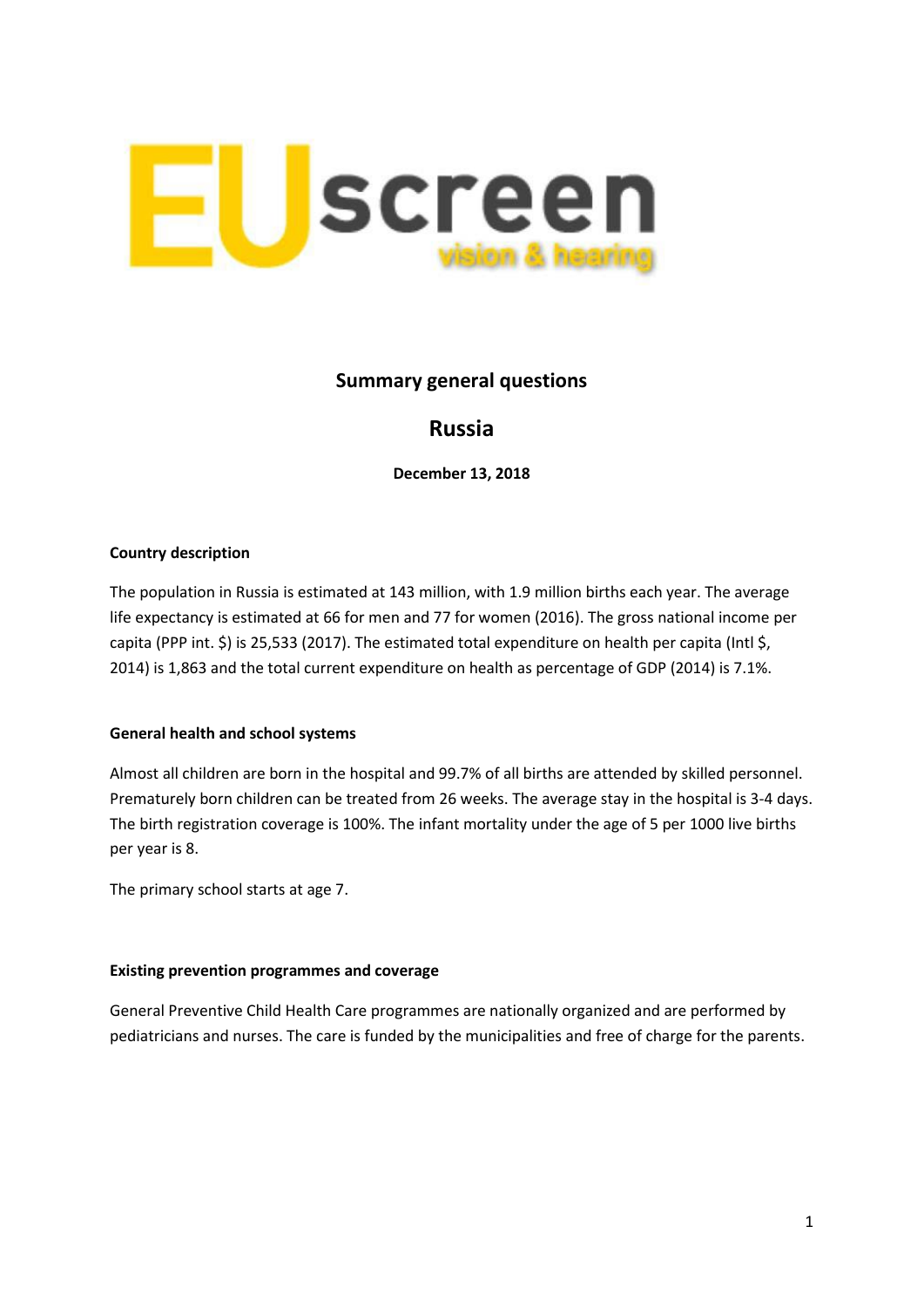# Summary general questions

## Russia

**December 13, 2018**

**Country description**

The population in Russia is estimated at 143 million, with 1.9 million births each year. The average life expectancy is estimated at 66 for men and 77 for women (2016). The gross national income per capita (PPP int. $) is 25,533 (2017). The estimated total expenditure on health per capita (Intl $, 2014) is 1,863 and the total current expenditure on health as percentage of GDP (2014) is 7.1%.

**General health and school systems**

Almost all children are born in the hospital and 99.7% of all births are attended by skilled personnel. Prematurely born children can be treated from 26 weeks. The average stay in the hospital is 3-4 days. The birth registration coverage is 100%. The infant mortality under the age of 5 per 1000 live births per year is 8.

The primary school starts at age 7.

**Existing prevention programmes and coverage**

General Preventive Child Health Care programmes are nationally organized and are performed by pediatricians and nurses. The care is funded by the municipalities and free of charge for the parents.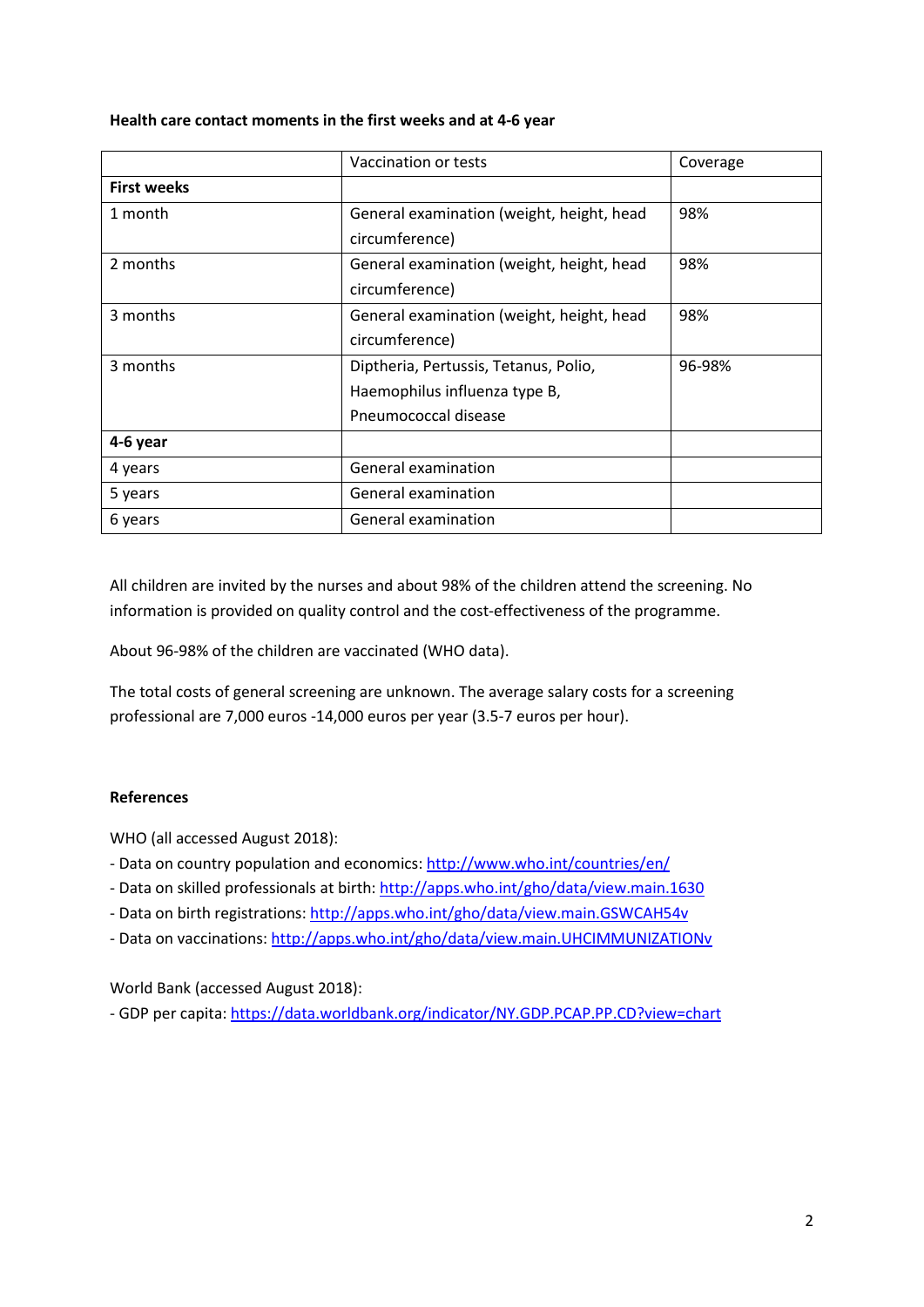**Health care contact moments in the first weeks and at 4-6 year**

| | Vaccination or tests | Coverage |
|---|---|---|
| **First weeks** | | |
| 1 month | General examination (weight, height, head circumference) | 98% |
| 2 months | General examination (weight, height, head circumference) | 98% |
| 3 months | General examination (weight, height, head circumference) | 98% |
| 3 months | Diptheria, Pertussis, Tetanus, Polio, Haemophilus influenza type B, Pneumococcal disease | 96-98% |
| **4-6 year** | | |
| 4 years | General examination | |
| 5 years | General examination | |
| 6 years | General examination | |

All children are invited by the nurses and about 98% of the children attend the screening. No information is provided on quality control and the cost-effectiveness of the programme.

About 96-98% of the children are vaccinated (WHO data).

The total costs of general screening are unknown. The average salary costs for a screening professional are 7,000 euros -14,000 euros per year (3.5-7 euros per hour).

**References**

WHO (all accessed August 2018):
- Data on country population and economics: http://www.who.int/countries/en/
- Data on skilled professionals at birth: http://apps.who.int/gho/data/view.main.1630
- Data on birth registrations: http://apps.who.int/gho/data/view.main.GSWCAH54v
- Data on vaccinations: http://apps.who.int/gho/data/view.main.UHCIMMUNIZATIONv

World Bank (accessed August 2018):
- GDP per capita: https://data.worldbank.org/indicator/NY.GDP.PCAP.PP.CD?view=chart